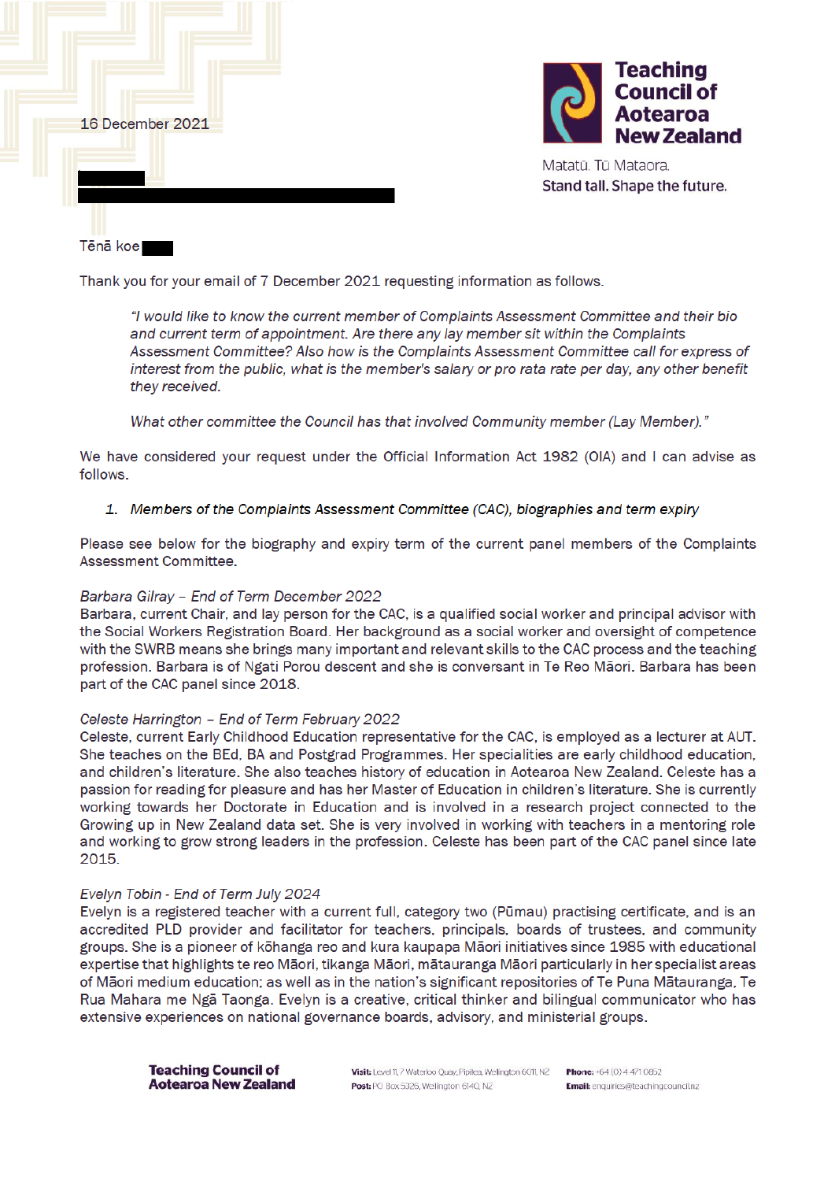16 December 2021

Teaching Council of Aotearoa New Zealand

Matatū. Tū Mataora.
Stand tall. Shape the future.

Tēnā koe

Thank you for your email of 7 December 2021 requesting information as follows.

> *"I would like to know the current member of Complaints Assessment Committee and their bio and current term of appointment. Are there any lay member sit within the Complaints Assessment Committee? Also how is the Complaints Assessment Committee call for express of interest from the public, what is the member's salary or pro rata rate per day, any other benefit they received.*
>
> *What other committee the Council has that involved Community member (Lay Member)."*

We have considered your request under the Official Information Act 1982 (OIA) and I can advise as follows.

1. *Members of the Complaints Assessment Committee (CAC), biographies and term expiry*

Please see below for the biography and expiry term of the current panel members of the Complaints Assessment Committee.

*Barbara Gilray – End of Term December 2022*
Barbara, current Chair, and lay person for the CAC, is a qualified social worker and principal advisor with the Social Workers Registration Board. Her background as a social worker and oversight of competence with the SWRB means she brings many important and relevant skills to the CAC process and the teaching profession. Barbara is of Ngati Porou descent and she is conversant in Te Reo Māori. Barbara has been part of the CAC panel since 2018.

*Celeste Harrington – End of Term February 2022*
Celeste, current Early Childhood Education representative for the CAC, is employed as a lecturer at AUT. She teaches on the BEd, BA and Postgrad Programmes. Her specialities are early childhood education, and children's literature. She also teaches history of education in Aotearoa New Zealand. Celeste has a passion for reading for pleasure and has her Master of Education in children's literature. She is currently working towards her Doctorate in Education and is involved in a research project connected to the Growing up in New Zealand data set. She is very involved in working with teachers in a mentoring role and working to grow strong leaders in the profession. Celeste has been part of the CAC panel since late 2015.

*Evelyn Tobin - End of Term July 2024*
Evelyn is a registered teacher with a current full, category two (Pūmau) practising certificate, and is an accredited PLD provider and facilitator for teachers, principals, boards of trustees, and community groups. She is a pioneer of kōhanga reo and kura kaupapa Māori initiatives since 1985 with educational expertise that highlights te reo Māori, tikanga Māori, mātauranga Māori particularly in her specialist areas of Māori medium education; as well as in the nation's significant repositories of Te Puna Mātauranga, Te Rua Mahara me Ngā Taonga. Evelyn is a creative, critical thinker and bilingual communicator who has extensive experiences on national governance boards, advisory, and ministerial groups.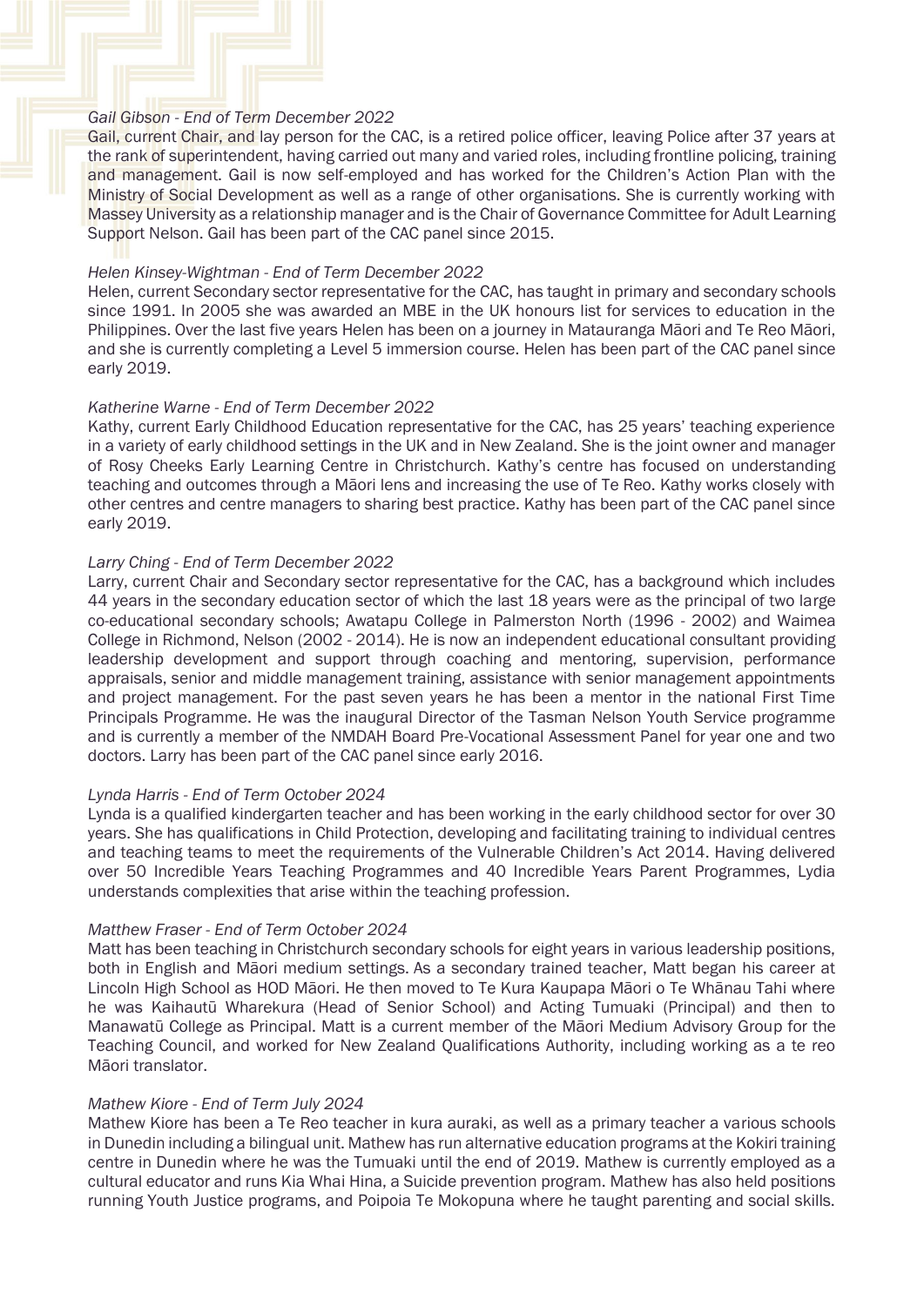*Gail Gibson - End of Term December 2022*

Gail, current Chair, and lay person for the CAC, is a retired police officer, leaving Police after 37 years at the rank of superintendent, having carried out many and varied roles, including frontline policing, training and management. Gail is now self-employed and has worked for the Children's Action Plan with the Ministry of Social Development as well as a range of other organisations. She is currently working with Massey University as a relationship manager and is the Chair of Governance Committee for Adult Learning Support Nelson. Gail has been part of the CAC panel since 2015.

*Helen Kinsey-Wightman - End of Term December 2022*

Helen, current Secondary sector representative for the CAC, has taught in primary and secondary schools since 1991. In 2005 she was awarded an MBE in the UK honours list for services to education in the Philippines. Over the last five years Helen has been on a journey in Matauranga Māori and Te Reo Māori, and she is currently completing a Level 5 immersion course. Helen has been part of the CAC panel since early 2019.

*Katherine Warne - End of Term December 2022*

Kathy, current Early Childhood Education representative for the CAC, has 25 years' teaching experience in a variety of early childhood settings in the UK and in New Zealand. She is the joint owner and manager of Rosy Cheeks Early Learning Centre in Christchurch. Kathy's centre has focused on understanding teaching and outcomes through a Māori lens and increasing the use of Te Reo. Kathy works closely with other centres and centre managers to sharing best practice. Kathy has been part of the CAC panel since early 2019.

*Larry Ching - End of Term December 2022*

Larry, current Chair and Secondary sector representative for the CAC, has a background which includes 44 years in the secondary education sector of which the last 18 years were as the principal of two large co-educational secondary schools; Awatapu College in Palmerston North (1996 - 2002) and Waimea College in Richmond, Nelson (2002 - 2014). He is now an independent educational consultant providing leadership development and support through coaching and mentoring, supervision, performance appraisals, senior and middle management training, assistance with senior management appointments and project management. For the past seven years he has been a mentor in the national First Time Principals Programme. He was the inaugural Director of the Tasman Nelson Youth Service programme and is currently a member of the NMDAH Board Pre-Vocational Assessment Panel for year one and two doctors. Larry has been part of the CAC panel since early 2016.

*Lynda Harris - End of Term October 2024*

Lynda is a qualified kindergarten teacher and has been working in the early childhood sector for over 30 years. She has qualifications in Child Protection, developing and facilitating training to individual centres and teaching teams to meet the requirements of the Vulnerable Children's Act 2014. Having delivered over 50 Incredible Years Teaching Programmes and 40 Incredible Years Parent Programmes, Lydia understands complexities that arise within the teaching profession.

*Matthew Fraser - End of Term October 2024*

Matt has been teaching in Christchurch secondary schools for eight years in various leadership positions, both in English and Māori medium settings. As a secondary trained teacher, Matt began his career at Lincoln High School as HOD Māori. He then moved to Te Kura Kaupapa Māori o Te Whānau Tahi where he was Kaihautū Wharekura (Head of Senior School) and Acting Tumuaki (Principal) and then to Manawatū College as Principal. Matt is a current member of the Māori Medium Advisory Group for the Teaching Council, and worked for New Zealand Qualifications Authority, including working as a te reo Māori translator.

*Mathew Kiore - End of Term July 2024*

Mathew Kiore has been a Te Reo teacher in kura auraki, as well as a primary teacher a various schools in Dunedin including a bilingual unit. Mathew has run alternative education programs at the Kokiri training centre in Dunedin where he was the Tumuaki until the end of 2019. Mathew is currently employed as a cultural educator and runs Kia Whai Hina, a Suicide prevention program. Mathew has also held positions running Youth Justice programs, and Poipoia Te Mokopuna where he taught parenting and social skills.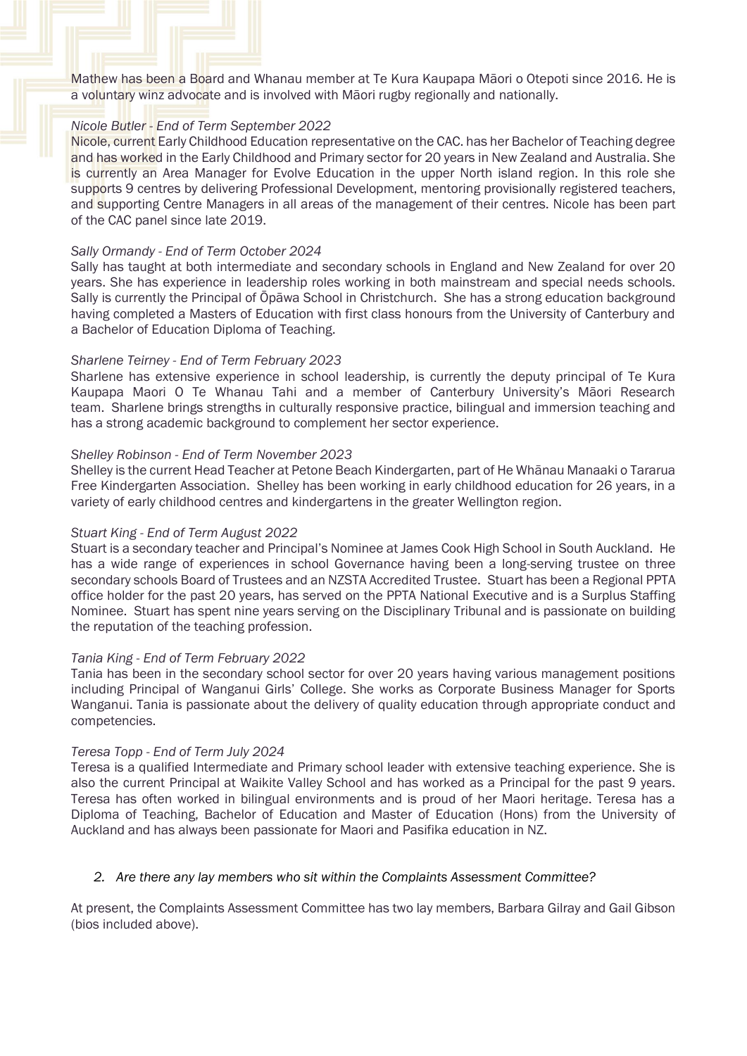Mathew has been a Board and Whanau member at Te Kura Kaupapa Māori o Otepoti since 2016. He is a voluntary winz advocate and is involved with Māori rugby regionally and nationally.

*Nicole Butler - End of Term September 2022*
Nicole, current Early Childhood Education representative on the CAC. has her Bachelor of Teaching degree and has worked in the Early Childhood and Primary sector for 20 years in New Zealand and Australia. She is currently an Area Manager for Evolve Education in the upper North island region. In this role she supports 9 centres by delivering Professional Development, mentoring provisionally registered teachers, and supporting Centre Managers in all areas of the management of their centres. Nicole has been part of the CAC panel since late 2019.

*Sally Ormandy - End of Term October 2024*
Sally has taught at both intermediate and secondary schools in England and New Zealand for over 20 years. She has experience in leadership roles working in both mainstream and special needs schools. Sally is currently the Principal of Ōpāwa School in Christchurch. She has a strong education background having completed a Masters of Education with first class honours from the University of Canterbury and a Bachelor of Education Diploma of Teaching.

*Sharlene Teirney - End of Term February 2023*
Sharlene has extensive experience in school leadership, is currently the deputy principal of Te Kura Kaupapa Maori O Te Whanau Tahi and a member of Canterbury University's Māori Research team. Sharlene brings strengths in culturally responsive practice, bilingual and immersion teaching and has a strong academic background to complement her sector experience.

*Shelley Robinson - End of Term November 2023*
Shelley is the current Head Teacher at Petone Beach Kindergarten, part of He Whānau Manaaki o Tararua Free Kindergarten Association. Shelley has been working in early childhood education for 26 years, in a variety of early childhood centres and kindergartens in the greater Wellington region.

*Stuart King - End of Term August 2022*
Stuart is a secondary teacher and Principal's Nominee at James Cook High School in South Auckland. He has a wide range of experiences in school Governance having been a long-serving trustee on three secondary schools Board of Trustees and an NZSTA Accredited Trustee. Stuart has been a Regional PPTA office holder for the past 20 years, has served on the PPTA National Executive and is a Surplus Staffing Nominee. Stuart has spent nine years serving on the Disciplinary Tribunal and is passionate on building the reputation of the teaching profession.

*Tania King - End of Term February 2022*
Tania has been in the secondary school sector for over 20 years having various management positions including Principal of Wanganui Girls' College. She works as Corporate Business Manager for Sports Wanganui. Tania is passionate about the delivery of quality education through appropriate conduct and competencies.

*Teresa Topp - End of Term July 2024*
Teresa is a qualified Intermediate and Primary school leader with extensive teaching experience. She is also the current Principal at Waikite Valley School and has worked as a Principal for the past 9 years. Teresa has often worked in bilingual environments and is proud of her Maori heritage. Teresa has a Diploma of Teaching, Bachelor of Education and Master of Education (Hons) from the University of Auckland and has always been passionate for Maori and Pasifika education in NZ.

2. *Are there any lay members who sit within the Complaints Assessment Committee?*

At present, the Complaints Assessment Committee has two lay members, Barbara Gilray and Gail Gibson (bios included above).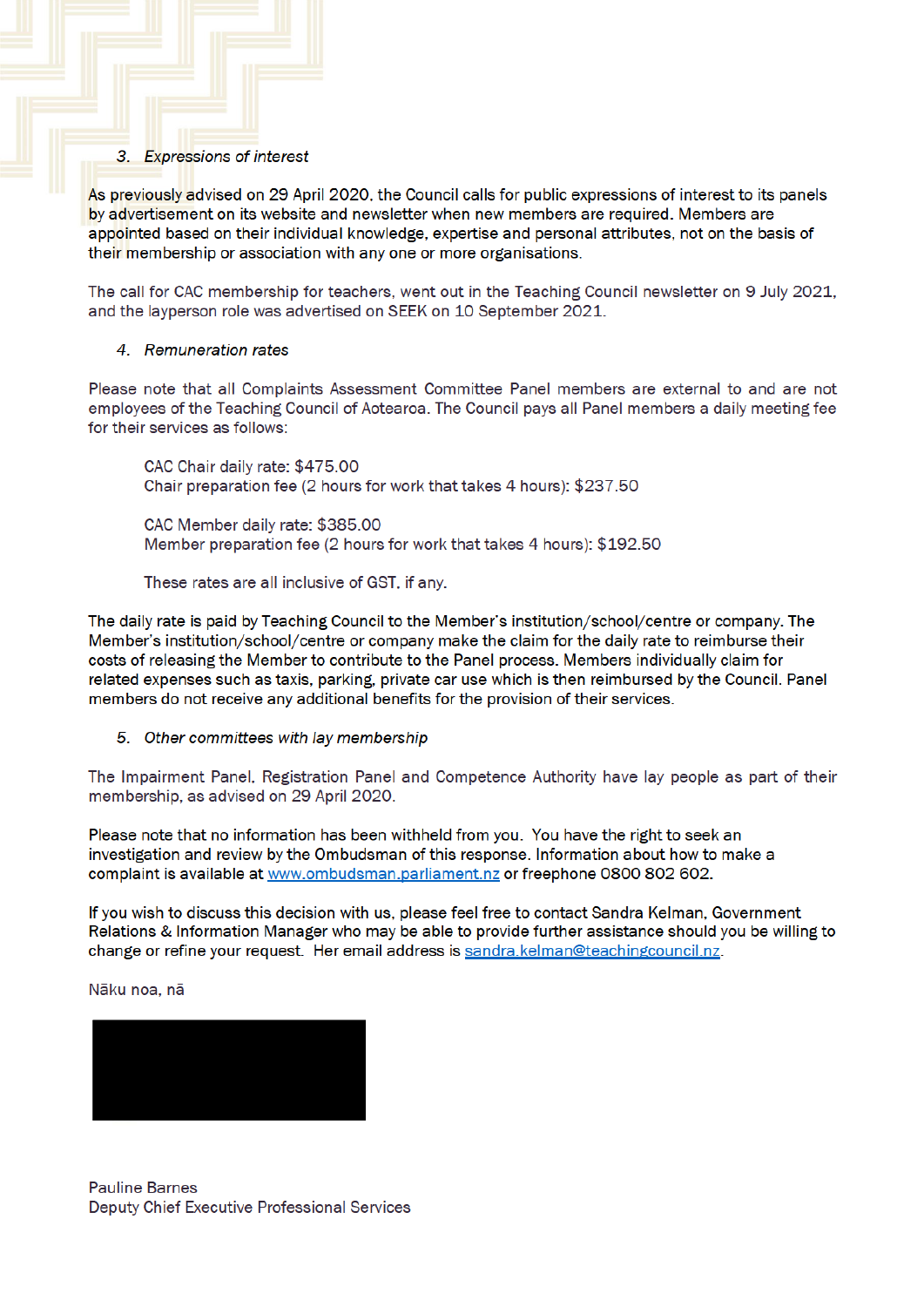3. *Expressions of interest*

As previously advised on 29 April 2020, the Council calls for public expressions of interest to its panels by advertisement on its website and newsletter when new members are required. Members are appointed based on their individual knowledge, expertise and personal attributes, not on the basis of their membership or association with any one or more organisations.

The call for CAC membership for teachers, went out in the Teaching Council newsletter on 9 July 2021, and the layperson role was advertised on SEEK on 10 September 2021.

4. *Remuneration rates*

Please note that all Complaints Assessment Committee Panel members are external to and are not employees of the Teaching Council of Aotearoa. The Council pays all Panel members a daily meeting fee for their services as follows:

CAC Chair daily rate: $475.00
Chair preparation fee (2 hours for work that takes 4 hours): $237.50

CAC Member daily rate: $385.00
Member preparation fee (2 hours for work that takes 4 hours): $192.50

These rates are all inclusive of GST, if any.

The daily rate is paid by Teaching Council to the Member's institution/school/centre or company. The Member's institution/school/centre or company make the claim for the daily rate to reimburse their costs of releasing the Member to contribute to the Panel process. Members individually claim for related expenses such as taxis, parking, private car use which is then reimbursed by the Council. Panel members do not receive any additional benefits for the provision of their services.

5. *Other committees with lay membership*

The Impairment Panel, Registration Panel and Competence Authority have lay people as part of their membership, as advised on 29 April 2020.

Please note that no information has been withheld from you. You have the right to seek an investigation and review by the Ombudsman of this response. Information about how to make a complaint is available at www.ombudsman.parliament.nz or freephone 0800 802 602.

If you wish to discuss this decision with us, please feel free to contact Sandra Kelman, Government Relations & Information Manager who may be able to provide further assistance should you be willing to change or refine your request. Her email address is sandra.kelman@teachingcouncil.nz.

Nāku noa, nā

Pauline Barnes
Deputy Chief Executive Professional Services